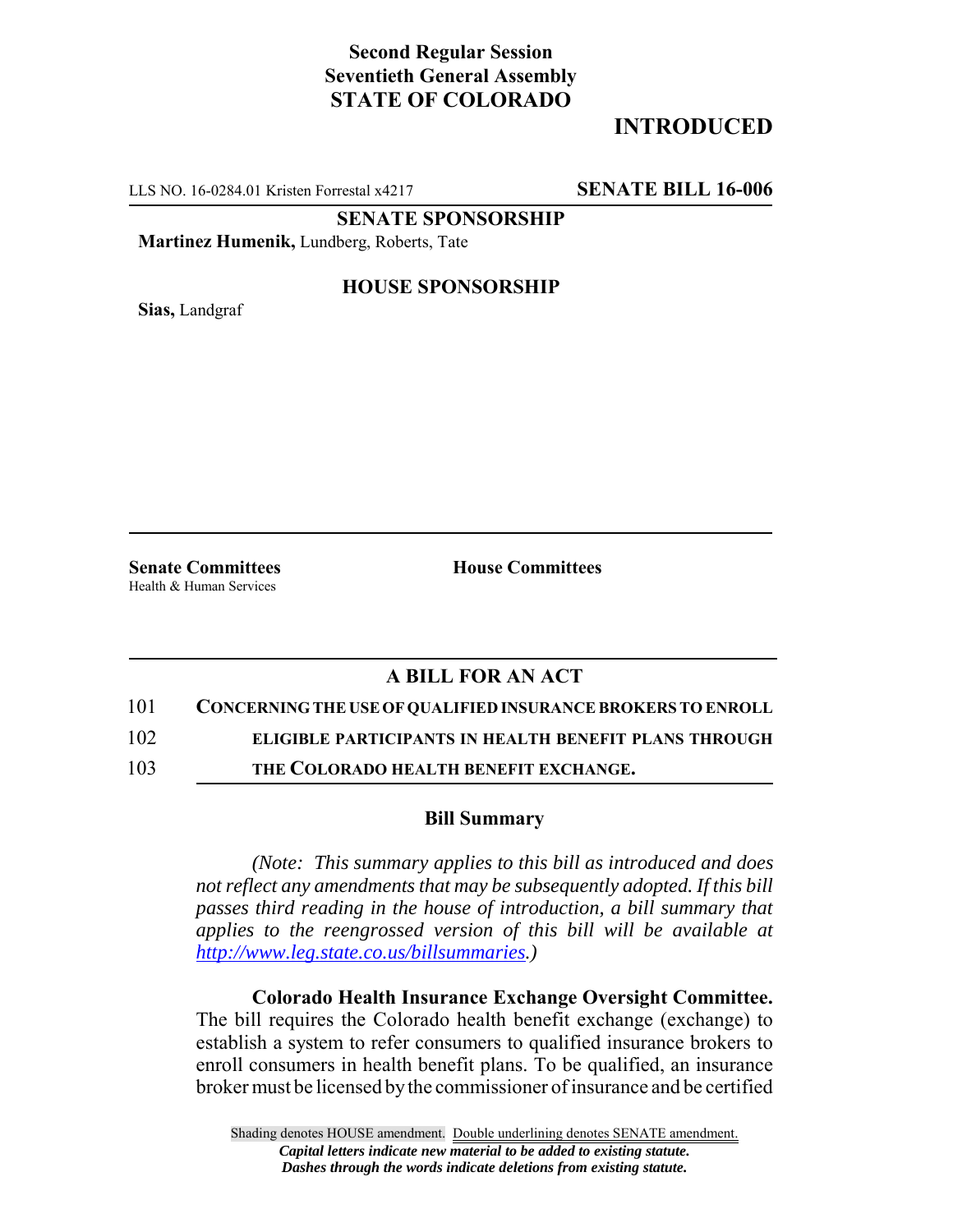**Second Regular Session**
**Seventieth General Assembly**
**STATE OF COLORADO**

# INTRODUCED

LLS NO. 16-0284.01 Kristen Forrestal x4217 **SENATE BILL 16-006**

**SENATE SPONSORSHIP**

**Martinez Humenik,** Lundberg, Roberts, Tate

**HOUSE SPONSORSHIP**

**Sias,** Landgraf

**Senate Committees**
Health & Human Services

**House Committees**

## A BILL FOR AN ACT

101 **CONCERNING THE USE OF QUALIFIED INSURANCE BROKERS TO ENROLL**
102 **ELIGIBLE PARTICIPANTS IN HEALTH BENEFIT PLANS THROUGH**
103 **THE COLORADO HEALTH BENEFIT EXCHANGE.**

### Bill Summary

*(Note: This summary applies to this bill as introduced and does not reflect any amendments that may be subsequently adopted. If this bill passes third reading in the house of introduction, a bill summary that applies to the reengrossed version of this bill will be available at http://www.leg.state.co.us/billsummaries.)*

**Colorado Health Insurance Exchange Oversight Committee.** The bill requires the Colorado health benefit exchange (exchange) to establish a system to refer consumers to qualified insurance brokers to enroll consumers in health benefit plans. To be qualified, an insurance broker must be licensed by the commissioner of insurance and be certified

Shading denotes HOUSE amendment. Double underlining denotes SENATE amendment.
*Capital letters indicate new material to be added to existing statute.*
*Dashes through the words indicate deletions from existing statute.*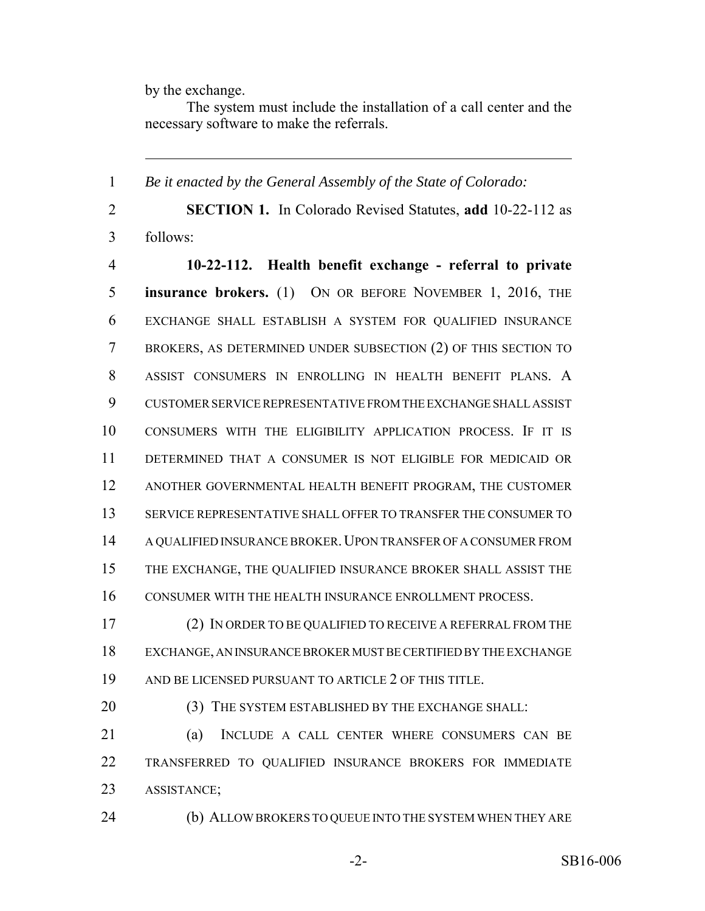by the exchange.

The system must include the installation of a call center and the necessary software to make the referrals.

---

*Be it enacted by the General Assembly of the State of Colorado:*

**SECTION 1.** In Colorado Revised Statutes, **add** 10-22-112 as follows:

**10-22-112. Health benefit exchange - referral to private insurance brokers.** (1) ON OR BEFORE NOVEMBER 1, 2016, THE EXCHANGE SHALL ESTABLISH A SYSTEM FOR QUALIFIED INSURANCE BROKERS, AS DETERMINED UNDER SUBSECTION (2) OF THIS SECTION TO ASSIST CONSUMERS IN ENROLLING IN HEALTH BENEFIT PLANS. A CUSTOMER SERVICE REPRESENTATIVE FROM THE EXCHANGE SHALL ASSIST CONSUMERS WITH THE ELIGIBILITY APPLICATION PROCESS. IF IT IS DETERMINED THAT A CONSUMER IS NOT ELIGIBLE FOR MEDICAID OR ANOTHER GOVERNMENTAL HEALTH BENEFIT PROGRAM, THE CUSTOMER SERVICE REPRESENTATIVE SHALL OFFER TO TRANSFER THE CONSUMER TO A QUALIFIED INSURANCE BROKER. UPON TRANSFER OF A CONSUMER FROM THE EXCHANGE, THE QUALIFIED INSURANCE BROKER SHALL ASSIST THE CONSUMER WITH THE HEALTH INSURANCE ENROLLMENT PROCESS.

(2) IN ORDER TO BE QUALIFIED TO RECEIVE A REFERRAL FROM THE EXCHANGE, AN INSURANCE BROKER MUST BE CERTIFIED BY THE EXCHANGE AND BE LICENSED PURSUANT TO ARTICLE 2 OF THIS TITLE.

(3) THE SYSTEM ESTABLISHED BY THE EXCHANGE SHALL:

(a) INCLUDE A CALL CENTER WHERE CONSUMERS CAN BE TRANSFERRED TO QUALIFIED INSURANCE BROKERS FOR IMMEDIATE ASSISTANCE;

(b) ALLOW BROKERS TO QUEUE INTO THE SYSTEM WHEN THEY ARE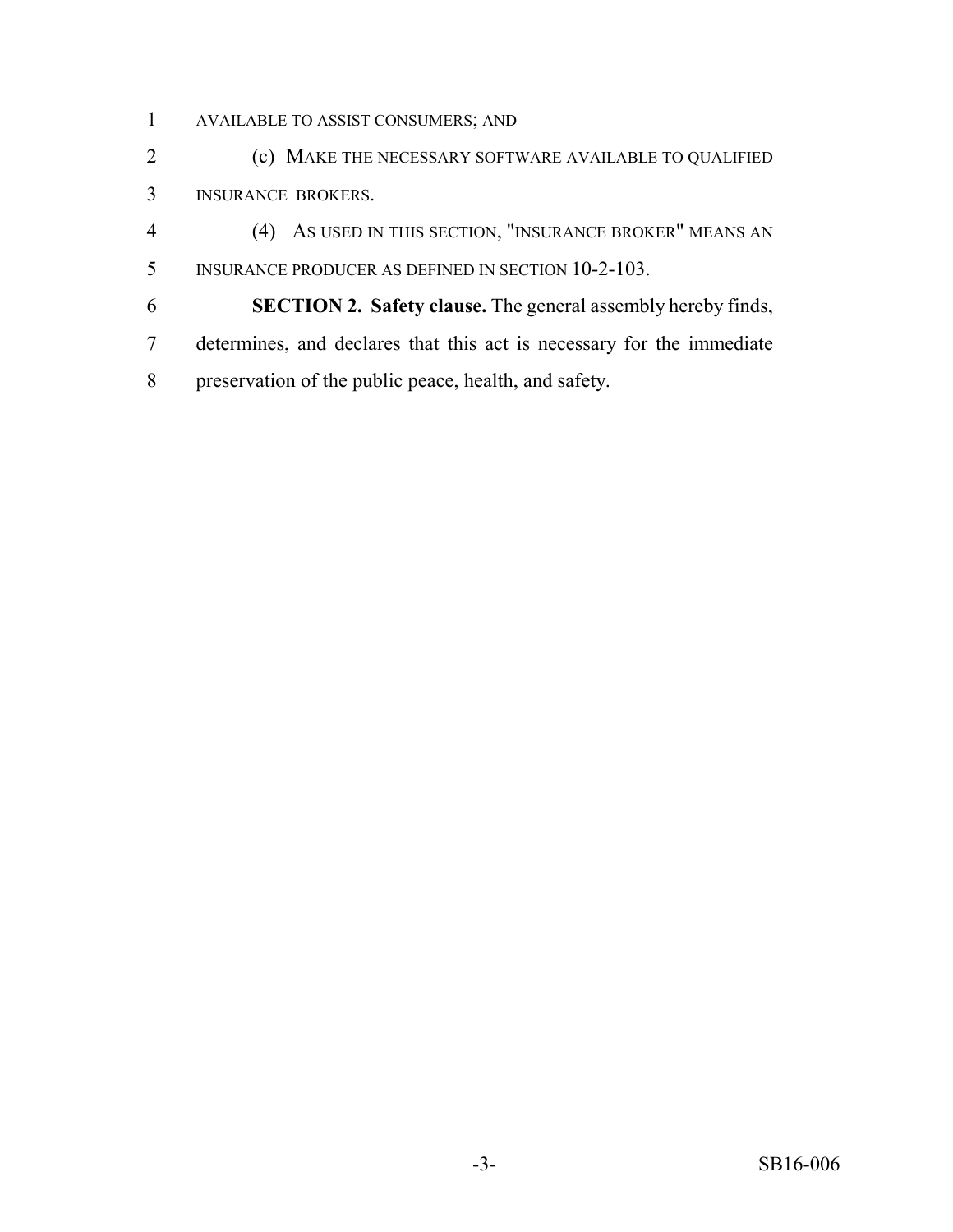AVAILABLE TO ASSIST CONSUMERS; AND

(c) MAKE THE NECESSARY SOFTWARE AVAILABLE TO QUALIFIED INSURANCE BROKERS.

(4) AS USED IN THIS SECTION, "INSURANCE BROKER" MEANS AN INSURANCE PRODUCER AS DEFINED IN SECTION 10-2-103.

**SECTION 2. Safety clause.** The general assembly hereby finds, determines, and declares that this act is necessary for the immediate preservation of the public peace, health, and safety.